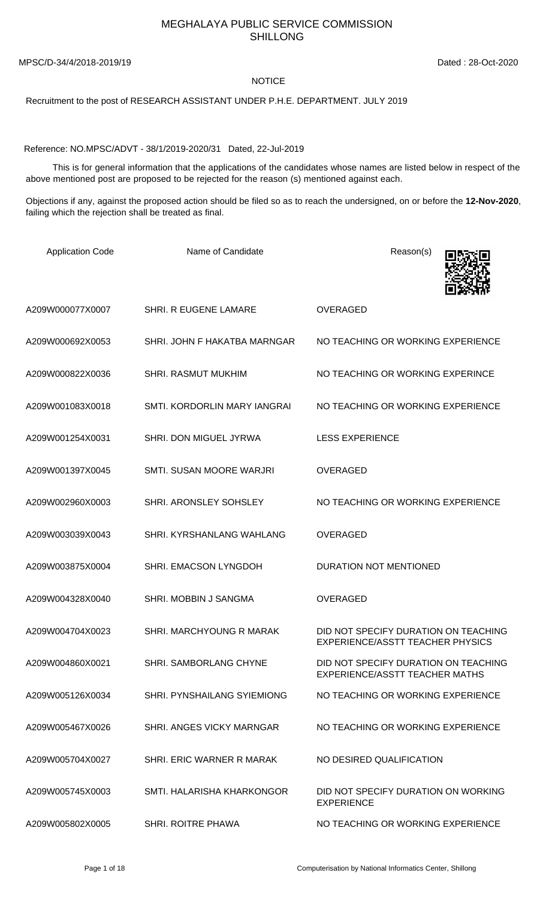# MEGHALAYA PUBLIC SERVICE COMMISSION
## SHILLONG

MPSC/D-34/4/2018-2019/19 Dated : 28-Oct-2020

**NOTICE**

Recruitment to the post of RESEARCH ASSISTANT UNDER P.H.E. DEPARTMENT. JULY 2019

Reference: NO.MPSC/ADVT - 38/1/2019-2020/31 Dated, 22-Jul-2019

This is for general information that the applications of the candidates whose names are listed below in respect of the above mentioned post are proposed to be rejected for the reason (s) mentioned against each.

Objections if any, against the proposed action should be filed so as to reach the undersigned, on or before the **12-Nov-2020**, failing which the rejection shall be treated as final.

| Application Code | Name of Candidate | Reason(s) |
|---|---|---|
| A209W000077X0007 | SHRI. R EUGENE LAMARE | OVERAGED |
| A209W000692X0053 | SHRI. JOHN F HAKATBA MARNGAR | NO TEACHING OR WORKING EXPERIENCE |
| A209W000822X0036 | SHRI. RASMUT MUKHIM | NO TEACHING OR WORKING EXPERINCE |
| A209W001083X0018 | SMTI. KORDORLIN MARY IANGRAI | NO TEACHING OR WORKING EXPERIENCE |
| A209W001254X0031 | SHRI. DON MIGUEL JYRWA | LESS EXPERIENCE |
| A209W001397X0045 | SMTI. SUSAN MOORE WARJRI | OVERAGED |
| A209W002960X0003 | SHRI. ARONSLEY SOHSLEY | NO TEACHING OR WORKING EXPERIENCE |
| A209W003039X0043 | SHRI. KYRSHANLANG WAHLANG | OVERAGED |
| A209W003875X0004 | SHRI. EMACSON LYNGDOH | DURATION NOT MENTIONED |
| A209W004328X0040 | SHRI. MOBBIN J SANGMA | OVERAGED |
| A209W004704X0023 | SHRI. MARCHYOUNG R MARAK | DID NOT SPECIFY DURATION ON TEACHING EXPERIENCE/ASSTT TEACHER PHYSICS |
| A209W004860X0021 | SHRI. SAMBORLANG CHYNE | DID NOT SPECIFY DURATION ON TEACHING EXPERIENCE/ASSTT TEACHER MATHS |
| A209W005126X0034 | SHRI. PYNSHAILANG SYIEMIONG | NO TEACHING OR WORKING EXPERIENCE |
| A209W005467X0026 | SHRI. ANGES VICKY MARNGAR | NO TEACHING OR WORKING EXPERIENCE |
| A209W005704X0027 | SHRI. ERIC WARNER R MARAK | NO DESIRED QUALIFICATION |
| A209W005745X0003 | SMTI. HALARISHA KHARKONGOR | DID NOT SPECIFY DURATION ON WORKING EXPERIENCE |
| A209W005802X0005 | SHRI. ROITRE PHAWA | NO TEACHING OR WORKING EXPERIENCE |

Computerisation by National Informatics Center, Shillong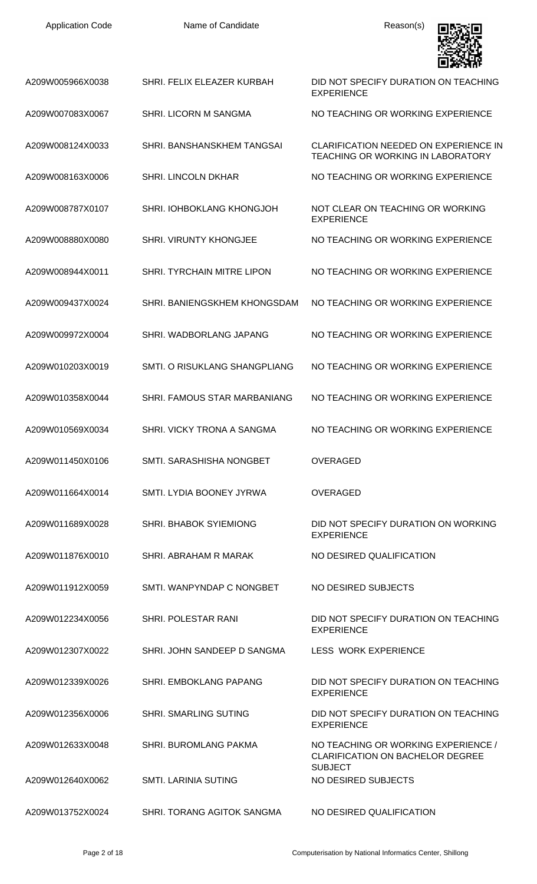| Application Code | Name of Candidate | Reason(s) |
| --- | --- | --- |
| A209W005966X0038 | SHRI. FELIX ELEAZER KURBAH | DID NOT SPECIFY DURATION ON TEACHING EXPERIENCE |
| A209W007083X0067 | SHRI. LICORN M SANGMA | NO TEACHING OR WORKING EXPERIENCE |
| A209W008124X0033 | SHRI. BANSHANSKHEM TANGSAI | CLARIFICATION NEEDED ON EXPERIENCE IN TEACHING OR WORKING IN LABORATORY |
| A209W008163X0006 | SHRI. LINCOLN DKHAR | NO TEACHING OR WORKING EXPERIENCE |
| A209W008787X0107 | SHRI. IOHBOKLANG KHONGJOH | NOT CLEAR ON TEACHING OR WORKING EXPERIENCE |
| A209W008880X0080 | SHRI. VIRUNTY KHONGJEE | NO TEACHING OR WORKING EXPERIENCE |
| A209W008944X0011 | SHRI. TYRCHAIN MITRE LIPON | NO TEACHING OR WORKING EXPERIENCE |
| A209W009437X0024 | SHRI. BANIENGSKHEM KHONGSDAM | NO TEACHING OR WORKING EXPERIENCE |
| A209W009972X0004 | SHRI. WADBORLANG JAPANG | NO TEACHING OR WORKING EXPERIENCE |
| A209W010203X0019 | SMTI. O RISUKLANG SHANGPLIANG | NO TEACHING OR WORKING EXPERIENCE |
| A209W010358X0044 | SHRI. FAMOUS STAR MARBANIANG | NO TEACHING OR WORKING EXPERIENCE |
| A209W010569X0034 | SHRI. VICKY TRONA A SANGMA | NO TEACHING OR WORKING EXPERIENCE |
| A209W011450X0106 | SMTI. SARASHISHA NONGBET | OVERAGED |
| A209W011664X0014 | SMTI. LYDIA BOONEY JYRWA | OVERAGED |
| A209W011689X0028 | SHRI. BHABOK SYIEMIONG | DID NOT SPECIFY DURATION ON WORKING EXPERIENCE |
| A209W011876X0010 | SHRI. ABRAHAM R MARAK | NO DESIRED QUALIFICATION |
| A209W011912X0059 | SMTI. WANPYNDAP C NONGBET | NO DESIRED SUBJECTS |
| A209W012234X0056 | SHRI. POLESTAR RANI | DID NOT SPECIFY DURATION ON TEACHING EXPERIENCE |
| A209W012307X0022 | SHRI. JOHN SANDEEP D SANGMA | LESS WORK EXPERIENCE |
| A209W012339X0026 | SHRI. EMBOKLANG PAPANG | DID NOT SPECIFY DURATION ON TEACHING EXPERIENCE |
| A209W012356X0006 | SHRI. SMARLING SUTING | DID NOT SPECIFY DURATION ON TEACHING EXPERIENCE |
| A209W012633X0048 | SHRI. BUROMLANG PAKMA | NO TEACHING OR WORKING EXPERIENCE / CLARIFICATION ON BACHELOR DEGREE SUBJECT |
| A209W012640X0062 | SMTI. LARINIA SUTING | NO DESIRED SUBJECTS |
| A209W013752X0024 | SHRI. TORANG AGITOK SANGMA | NO DESIRED QUALIFICATION |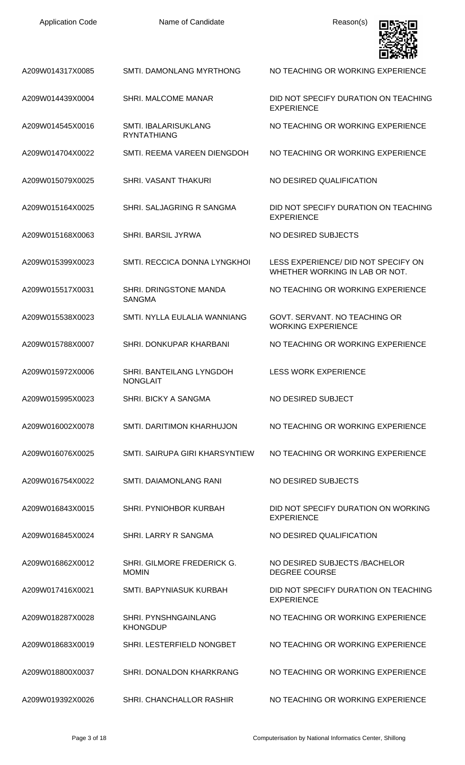| Application Code | Name of Candidate | Reason(s) |
| --- | --- | --- |
| A209W014317X0085 | SMTI. DAMONLANG MYRTHONG | NO TEACHING OR WORKING EXPERIENCE |
| A209W014439X0004 | SHRI. MALCOME MANAR | DID NOT SPECIFY DURATION ON TEACHING EXPERIENCE |
| A209W014545X0016 | SMTI. IBALARISUKLANG RYNTATHIANG | NO TEACHING OR WORKING EXPERIENCE |
| A209W014704X0022 | SMTI. REEMA VAREEN DIENGDOH | NO TEACHING OR WORKING EXPERIENCE |
| A209W015079X0025 | SHRI. VASANT THAKURI | NO DESIRED QUALIFICATION |
| A209W015164X0025 | SHRI. SALJAGRING R SANGMA | DID NOT SPECIFY DURATION ON TEACHING EXPERIENCE |
| A209W015168X0063 | SHRI. BARSIL JYRWA | NO DESIRED SUBJECTS |
| A209W015399X0023 | SMTI. RECCICA DONNA LYNGKHOI | LESS EXPERIENCE/ DID NOT SPECIFY ON WHETHER WORKING IN LAB OR NOT. |
| A209W015517X0031 | SHRI. DRINGSTONE MANDA SANGMA | NO TEACHING OR WORKING EXPERIENCE |
| A209W015538X0023 | SMTI. NYLLA EULALIA WANNIANG | GOVT. SERVANT. NO TEACHING OR WORKING EXPERIENCE |
| A209W015788X0007 | SHRI. DONKUPAR KHARBANI | NO TEACHING OR WORKING EXPERIENCE |
| A209W015972X0006 | SHRI. BANTEILANG LYNGDOH NONGLAIT | LESS WORK EXPERIENCE |
| A209W015995X0023 | SHRI. BICKY A SANGMA | NO DESIRED SUBJECT |
| A209W016002X0078 | SMTI. DARITIMON KHARHUJON | NO TEACHING OR WORKING EXPERIENCE |
| A209W016076X0025 | SMTI. SAIRUPA GIRI KHARSYNTIEW | NO TEACHING OR WORKING EXPERIENCE |
| A209W016754X0022 | SMTI. DAIAMONLANG RANI | NO DESIRED SUBJECTS |
| A209W016843X0015 | SHRI. PYNIOHBOR KURBAH | DID NOT SPECIFY DURATION ON WORKING EXPERIENCE |
| A209W016845X0024 | SHRI. LARRY R SANGMA | NO DESIRED QUALIFICATION |
| A209W016862X0012 | SHRI. GILMORE FREDERICK G. MOMIN | NO DESIRED SUBJECTS /BACHELOR DEGREE COURSE |
| A209W017416X0021 | SMTI. BAPYNIASUK KURBAH | DID NOT SPECIFY DURATION ON TEACHING EXPERIENCE |
| A209W018287X0028 | SHRI. PYNSHNGAINLANG KHONGDUP | NO TEACHING OR WORKING EXPERIENCE |
| A209W018683X0019 | SHRI. LESTERFIELD NONGBET | NO TEACHING OR WORKING EXPERIENCE |
| A209W018800X0037 | SHRI. DONALDON KHARKRANG | NO TEACHING OR WORKING EXPERIENCE |
| A209W019392X0026 | SHRI. CHANCHALLOR RASHIR | NO TEACHING OR WORKING EXPERIENCE |

Computerisation by National Informatics Center, Shillong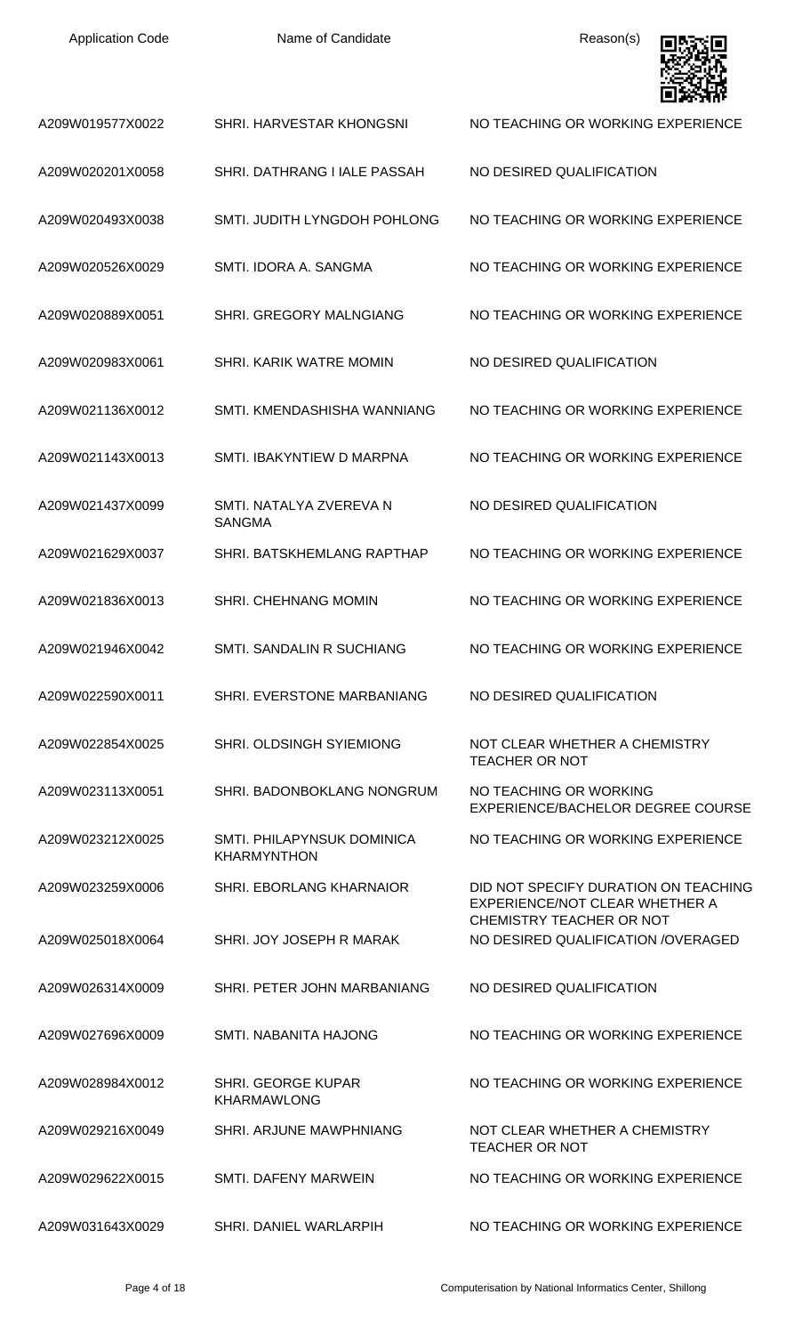| Application Code | Name of Candidate | Reason(s) |
| --- | --- | --- |
| A209W019577X0022 | SHRI. HARVESTAR KHONGSNI | NO TEACHING OR WORKING EXPERIENCE |
| A209W020201X0058 | SHRI. DATHRANG I IALE PASSAH | NO DESIRED QUALIFICATION |
| A209W020493X0038 | SMTI. JUDITH LYNGDOH POHLONG | NO TEACHING OR WORKING EXPERIENCE |
| A209W020526X0029 | SMTI. IDORA A. SANGMA | NO TEACHING OR WORKING EXPERIENCE |
| A209W020889X0051 | SHRI. GREGORY MALNGIANG | NO TEACHING OR WORKING EXPERIENCE |
| A209W020983X0061 | SHRI. KARIK WATRE MOMIN | NO DESIRED QUALIFICATION |
| A209W021136X0012 | SMTI. KMENDASHISHA WANNIANG | NO TEACHING OR WORKING EXPERIENCE |
| A209W021143X0013 | SMTI. IBAKYNTIEW D MARPNA | NO TEACHING OR WORKING EXPERIENCE |
| A209W021437X0099 | SMTI. NATALYA ZVEREVA N SANGMA | NO DESIRED QUALIFICATION |
| A209W021629X0037 | SHRI. BATSKHEMLANG RAPTHAP | NO TEACHING OR WORKING EXPERIENCE |
| A209W021836X0013 | SHRI. CHEHNANG MOMIN | NO TEACHING OR WORKING EXPERIENCE |
| A209W021946X0042 | SMTI. SANDALIN R SUCHIANG | NO TEACHING OR WORKING EXPERIENCE |
| A209W022590X0011 | SHRI. EVERSTONE MARBANIANG | NO DESIRED QUALIFICATION |
| A209W022854X0025 | SHRI. OLDSINGH SYIEMIONG | NOT CLEAR WHETHER A CHEMISTRY TEACHER OR NOT |
| A209W023113X0051 | SHRI. BADONBOKLANG NONGRUM | NO TEACHING OR WORKING EXPERIENCE/BACHELOR DEGREE COURSE |
| A209W023212X0025 | SMTI. PHILAPYNSUK DOMINICA KHARMYNTHON | NO TEACHING OR WORKING EXPERIENCE |
| A209W023259X0006 | SHRI. EBORLANG KHARNAIOR | DID NOT SPECIFY DURATION ON TEACHING EXPERIENCE/NOT CLEAR WHETHER A CHEMISTRY TEACHER OR NOT |
| A209W025018X0064 | SHRI. JOY JOSEPH R MARAK | NO DESIRED QUALIFICATION /OVERAGED |
| A209W026314X0009 | SHRI. PETER JOHN MARBANIANG | NO DESIRED QUALIFICATION |
| A209W027696X0009 | SMTI. NABANITA HAJONG | NO TEACHING OR WORKING EXPERIENCE |
| A209W028984X0012 | SHRI. GEORGE KUPAR KHARMAWLONG | NO TEACHING OR WORKING EXPERIENCE |
| A209W029216X0049 | SHRI. ARJUNE MAWPHNIANG | NOT CLEAR WHETHER A CHEMISTRY TEACHER OR NOT |
| A209W029622X0015 | SMTI. DAFENY MARWEIN | NO TEACHING OR WORKING EXPERIENCE |
| A209W031643X0029 | SHRI. DANIEL WARLARPIH | NO TEACHING OR WORKING EXPERIENCE |

Computerisation by National Informatics Center, Shillong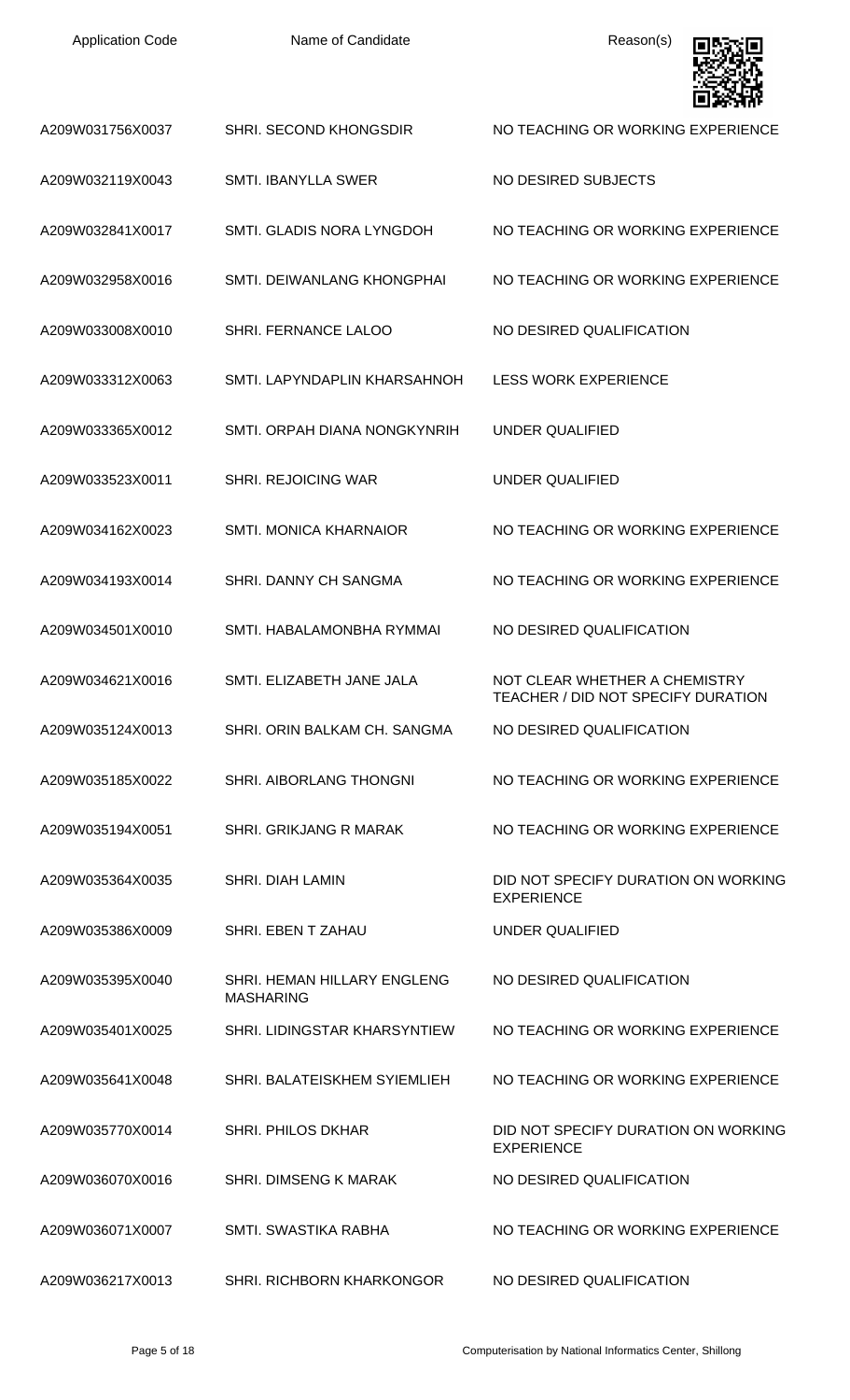| Application Code | Name of Candidate | Reason(s) |
|---|---|---|
| A209W031756X0037 | SHRI. SECOND KHONGSDIR | NO TEACHING OR WORKING EXPERIENCE |
| A209W032119X0043 | SMTI. IBANYLLA SWER | NO DESIRED SUBJECTS |
| A209W032841X0017 | SMTI. GLADIS NORA LYNGDOH | NO TEACHING OR WORKING EXPERIENCE |
| A209W032958X0016 | SMTI. DEIWANLANG KHONGPHAI | NO TEACHING OR WORKING EXPERIENCE |
| A209W033008X0010 | SHRI. FERNANCE LALOO | NO DESIRED QUALIFICATION |
| A209W033312X0063 | SMTI. LAPYNDAPLIN KHARSAHNOH | LESS WORK EXPERIENCE |
| A209W033365X0012 | SMTI. ORPAH DIANA NONGKYNRIH | UNDER QUALIFIED |
| A209W033523X0011 | SHRI. REJOICING WAR | UNDER QUALIFIED |
| A209W034162X0023 | SMTI. MONICA KHARNAIOR | NO TEACHING OR WORKING EXPERIENCE |
| A209W034193X0014 | SHRI. DANNY CH SANGMA | NO TEACHING OR WORKING EXPERIENCE |
| A209W034501X0010 | SMTI. HABALAMONBHA RYMMAI | NO DESIRED QUALIFICATION |
| A209W034621X0016 | SMTI. ELIZABETH JANE JALA | NOT CLEAR WHETHER A CHEMISTRY TEACHER / DID NOT SPECIFY DURATION |
| A209W035124X0013 | SHRI. ORIN BALKAM CH. SANGMA | NO DESIRED QUALIFICATION |
| A209W035185X0022 | SHRI. AIBORLANG THONGNI | NO TEACHING OR WORKING EXPERIENCE |
| A209W035194X0051 | SHRI. GRIKJANG R MARAK | NO TEACHING OR WORKING EXPERIENCE |
| A209W035364X0035 | SHRI. DIAH LAMIN | DID NOT SPECIFY DURATION ON WORKING EXPERIENCE |
| A209W035386X0009 | SHRI. EBEN T ZAHAU | UNDER QUALIFIED |
| A209W035395X0040 | SHRI. HEMAN HILLARY ENGLENG MASHARING | NO DESIRED QUALIFICATION |
| A209W035401X0025 | SHRI. LIDINGSTAR KHARSYNTIEW | NO TEACHING OR WORKING EXPERIENCE |
| A209W035641X0048 | SHRI. BALATEISKHEM SYIEMLIEH | NO TEACHING OR WORKING EXPERIENCE |
| A209W035770X0014 | SHRI. PHILOS DKHAR | DID NOT SPECIFY DURATION ON WORKING EXPERIENCE |
| A209W036070X0016 | SHRI. DIMSENG K MARAK | NO DESIRED QUALIFICATION |
| A209W036071X0007 | SMTI. SWASTIKA RABHA | NO TEACHING OR WORKING EXPERIENCE |
| A209W036217X0013 | SHRI. RICHBORN KHARKONGOR | NO DESIRED QUALIFICATION |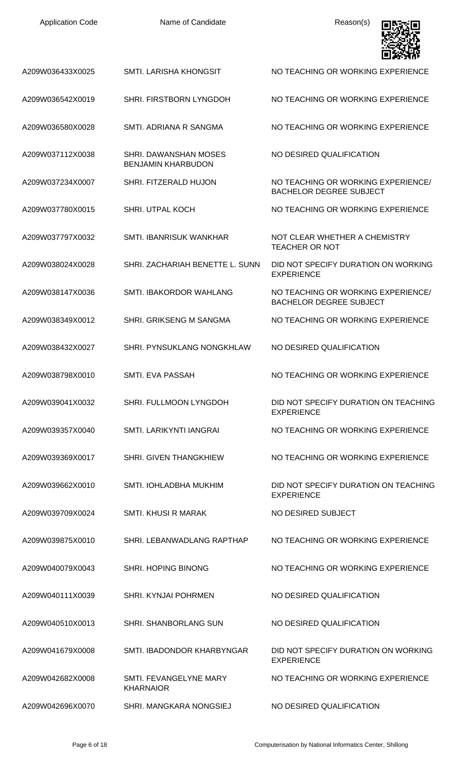| Application Code | Name of Candidate | Reason(s) |
| --- | --- | --- |
| A209W036433X0025 | SMTI. LARISHA KHONGSIT | NO TEACHING OR WORKING EXPERIENCE |
| A209W036542X0019 | SHRI. FIRSTBORN LYNGDOH | NO TEACHING OR WORKING EXPERIENCE |
| A209W036580X0028 | SMTI. ADRIANA R SANGMA | NO TEACHING OR WORKING EXPERIENCE |
| A209W037112X0038 | SHRI. DAWANSHAN MOSES BENJAMIN KHARBUDON | NO DESIRED QUALIFICATION |
| A209W037234X0007 | SHRI. FITZERALD HUJON | NO TEACHING OR WORKING EXPERIENCE/ BACHELOR DEGREE SUBJECT |
| A209W037780X0015 | SHRI. UTPAL KOCH | NO TEACHING OR WORKING EXPERIENCE |
| A209W037797X0032 | SMTI. IBANRISUK WANKHAR | NOT CLEAR WHETHER A CHEMISTRY TEACHER OR NOT |
| A209W038024X0028 | SHRI. ZACHARIAH BENETTE L. SUNN | DID NOT SPECIFY DURATION ON WORKING EXPERIENCE |
| A209W038147X0036 | SMTI. IBAKORDOR WAHLANG | NO TEACHING OR WORKING EXPERIENCE/ BACHELOR DEGREE SUBJECT |
| A209W038349X0012 | SHRI. GRIKSENG M SANGMA | NO TEACHING OR WORKING EXPERIENCE |
| A209W038432X0027 | SHRI. PYNSUKLANG NONGKHLAW | NO DESIRED QUALIFICATION |
| A209W038798X0010 | SMTI. EVA PASSAH | NO TEACHING OR WORKING EXPERIENCE |
| A209W039041X0032 | SHRI. FULLMOON LYNGDOH | DID NOT SPECIFY DURATION ON TEACHING EXPERIENCE |
| A209W039357X0040 | SMTI. LARIKYNTI IANGRAI | NO TEACHING OR WORKING EXPERIENCE |
| A209W039369X0017 | SHRI. GIVEN THANGKHIEW | NO TEACHING OR WORKING EXPERIENCE |
| A209W039662X0010 | SMTI. IOHLADBHA MUKHIM | DID NOT SPECIFY DURATION ON TEACHING EXPERIENCE |
| A209W039709X0024 | SMTI. KHUSI R MARAK | NO DESIRED SUBJECT |
| A209W039875X0010 | SHRI. LEBANWADLANG RAPTHAP | NO TEACHING OR WORKING EXPERIENCE |
| A209W040079X0043 | SHRI. HOPING BINONG | NO TEACHING OR WORKING EXPERIENCE |
| A209W040111X0039 | SHRI. KYNJAI POHRMEN | NO DESIRED QUALIFICATION |
| A209W040510X0013 | SHRI. SHANBORLANG SUN | NO DESIRED QUALIFICATION |
| A209W041679X0008 | SMTI. IBADONDOR KHARBYNGAR | DID NOT SPECIFY DURATION ON WORKING EXPERIENCE |
| A209W042682X0008 | SMTI. FEVANGELYNE MARY KHARNAIOR | NO TEACHING OR WORKING EXPERIENCE |
| A209W042696X0070 | SHRI. MANGKARA NONGSIEJ | NO DESIRED QUALIFICATION |

Computerisation by National Informatics Center, Shillong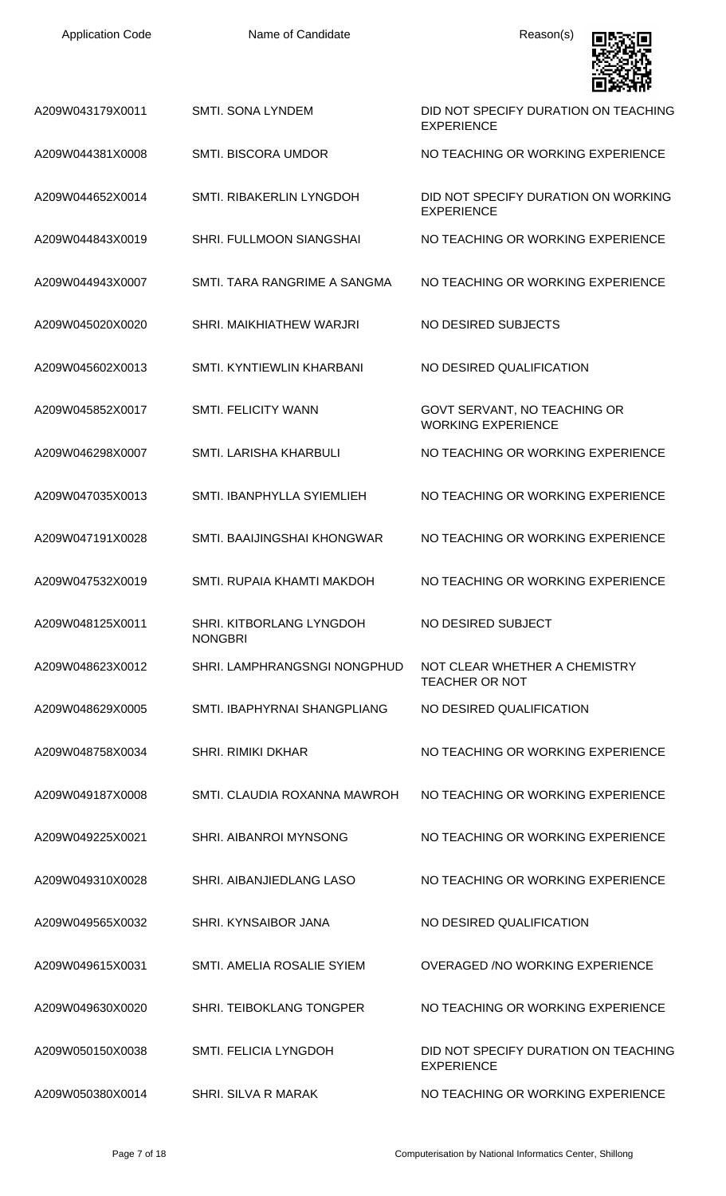| Application Code | Name of Candidate | Reason(s) |
| --- | --- | --- |
| A209W043179X0011 | SMTI. SONA LYNDEM | DID NOT SPECIFY DURATION ON TEACHING EXPERIENCE |
| A209W044381X0008 | SMTI. BISCORA UMDOR | NO TEACHING OR WORKING EXPERIENCE |
| A209W044652X0014 | SMTI. RIBAKERLIN LYNGDOH | DID NOT SPECIFY DURATION ON WORKING EXPERIENCE |
| A209W044843X0019 | SHRI. FULLMOON SIANGSHAI | NO TEACHING OR WORKING EXPERIENCE |
| A209W044943X0007 | SMTI. TARA RANGRIME A SANGMA | NO TEACHING OR WORKING EXPERIENCE |
| A209W045020X0020 | SHRI. MAIKHIATHEW WARJRI | NO DESIRED SUBJECTS |
| A209W045602X0013 | SMTI. KYNTIEWLIN KHARBANI | NO DESIRED QUALIFICATION |
| A209W045852X0017 | SMTI. FELICITY WANN | GOVT SERVANT, NO TEACHING OR WORKING EXPERIENCE |
| A209W046298X0007 | SMTI. LARISHA KHARBULI | NO TEACHING OR WORKING EXPERIENCE |
| A209W047035X0013 | SMTI. IBANPHYLLA SYIEMLIEH | NO TEACHING OR WORKING EXPERIENCE |
| A209W047191X0028 | SMTI. BAAIJINGSHAI KHONGWAR | NO TEACHING OR WORKING EXPERIENCE |
| A209W047532X0019 | SMTI. RUPAIA KHAMTI MAKDOH | NO TEACHING OR WORKING EXPERIENCE |
| A209W048125X0011 | SHRI. KITBORLANG LYNGDOH NONGBRI | NO DESIRED SUBJECT |
| A209W048623X0012 | SHRI. LAMPHRANGSNGI NONGPHUD | NOT CLEAR WHETHER A CHEMISTRY TEACHER OR NOT |
| A209W048629X0005 | SMTI. IBAPHYRNAI SHANGPLIANG | NO DESIRED QUALIFICATION |
| A209W048758X0034 | SHRI. RIMIKI DKHAR | NO TEACHING OR WORKING EXPERIENCE |
| A209W049187X0008 | SMTI. CLAUDIA ROXANNA MAWROH | NO TEACHING OR WORKING EXPERIENCE |
| A209W049225X0021 | SHRI. AIBANROI MYNSONG | NO TEACHING OR WORKING EXPERIENCE |
| A209W049310X0028 | SHRI. AIBANJIEDLANG LASO | NO TEACHING OR WORKING EXPERIENCE |
| A209W049565X0032 | SHRI. KYNSAIBOR JANA | NO DESIRED QUALIFICATION |
| A209W049615X0031 | SMTI. AMELIA ROSALIE SYIEM | OVERAGED /NO WORKING EXPERIENCE |
| A209W049630X0020 | SHRI. TEIBOKLANG TONGPER | NO TEACHING OR WORKING EXPERIENCE |
| A209W050150X0038 | SMTI. FELICIA LYNGDOH | DID NOT SPECIFY DURATION ON TEACHING EXPERIENCE |
| A209W050380X0014 | SHRI. SILVA R MARAK | NO TEACHING OR WORKING EXPERIENCE |

Computerisation by National Informatics Center, Shillong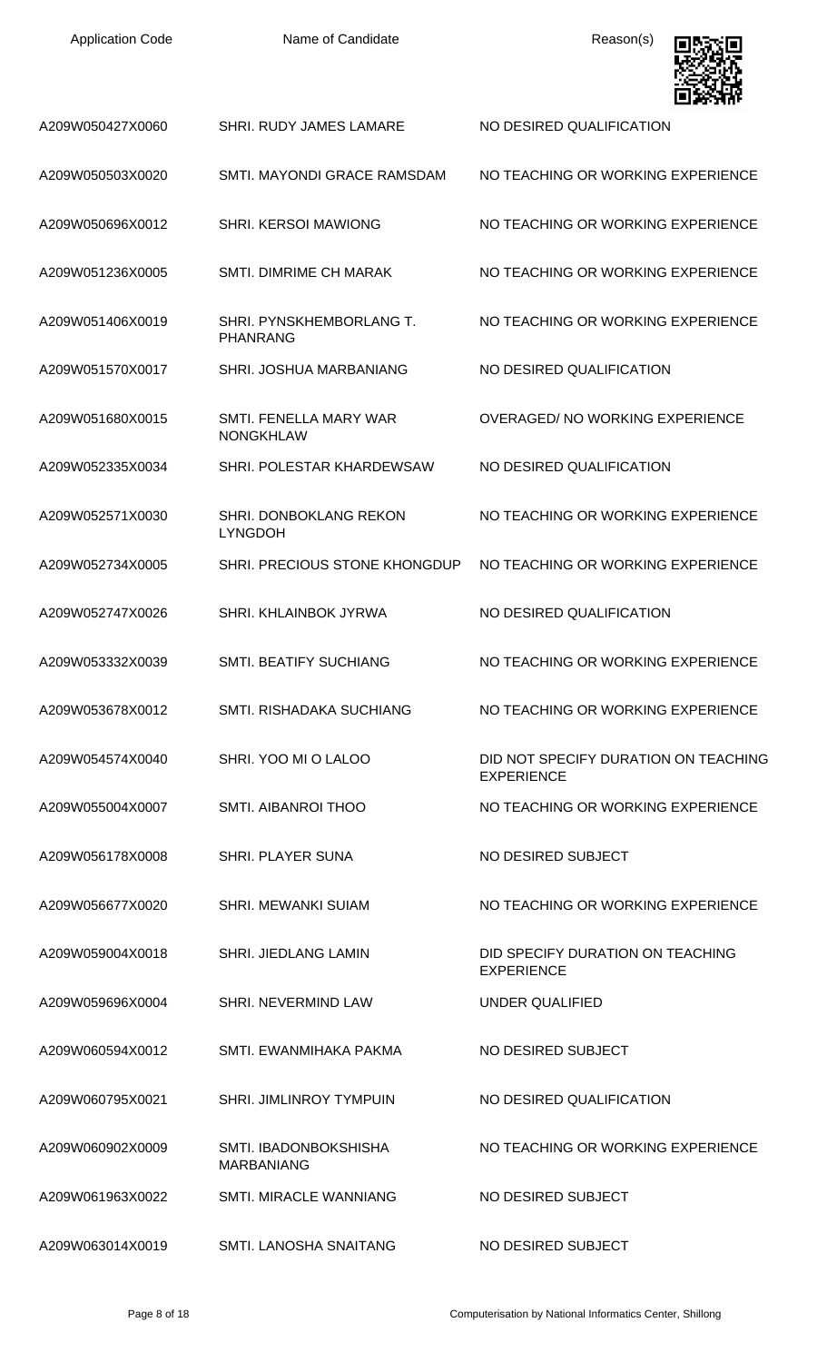| Application Code | Name of Candidate | Reason(s) |
| --- | --- | --- |
| A209W050427X0060 | SHRI. RUDY JAMES LAMARE | NO DESIRED QUALIFICATION |
| A209W050503X0020 | SMTI. MAYONDI GRACE RAMSDAM | NO TEACHING OR WORKING EXPERIENCE |
| A209W050696X0012 | SHRI. KERSOI MAWIONG | NO TEACHING OR WORKING EXPERIENCE |
| A209W051236X0005 | SMTI. DIMRIME CH MARAK | NO TEACHING OR WORKING EXPERIENCE |
| A209W051406X0019 | SHRI. PYNSKHEMBORLANG T. PHANRANG | NO TEACHING OR WORKING EXPERIENCE |
| A209W051570X0017 | SHRI. JOSHUA MARBANIANG | NO DESIRED QUALIFICATION |
| A209W051680X0015 | SMTI. FENELLA MARY WAR NONGKHLAW | OVERAGED/ NO WORKING EXPERIENCE |
| A209W052335X0034 | SHRI. POLESTAR KHARDEWSAW | NO DESIRED QUALIFICATION |
| A209W052571X0030 | SHRI. DONBOKLANG REKON LYNGDOH | NO TEACHING OR WORKING EXPERIENCE |
| A209W052734X0005 | SHRI. PRECIOUS STONE KHONGDUP | NO TEACHING OR WORKING EXPERIENCE |
| A209W052747X0026 | SHRI. KHLAINBOK JYRWA | NO DESIRED QUALIFICATION |
| A209W053332X0039 | SMTI. BEATIFY SUCHIANG | NO TEACHING OR WORKING EXPERIENCE |
| A209W053678X0012 | SMTI. RISHADAKA SUCHIANG | NO TEACHING OR WORKING EXPERIENCE |
| A209W054574X0040 | SHRI. YOO MI O LALOO | DID NOT SPECIFY DURATION ON TEACHING EXPERIENCE |
| A209W055004X0007 | SMTI. AIBANROI THOO | NO TEACHING OR WORKING EXPERIENCE |
| A209W056178X0008 | SHRI. PLAYER SUNA | NO DESIRED SUBJECT |
| A209W056677X0020 | SHRI. MEWANKI SUIAM | NO TEACHING OR WORKING EXPERIENCE |
| A209W059004X0018 | SHRI. JIEDLANG LAMIN | DID SPECIFY DURATION ON TEACHING EXPERIENCE |
| A209W059696X0004 | SHRI. NEVERMIND LAW | UNDER QUALIFIED |
| A209W060594X0012 | SMTI. EWANMIHAKA PAKMA | NO DESIRED SUBJECT |
| A209W060795X0021 | SHRI. JIMLINROY TYMPUIN | NO DESIRED QUALIFICATION |
| A209W060902X0009 | SMTI. IBADONBOKSHISHA MARBANIANG | NO TEACHING OR WORKING EXPERIENCE |
| A209W061963X0022 | SMTI. MIRACLE WANNIANG | NO DESIRED SUBJECT |
| A209W063014X0019 | SMTI. LANOSHA SNAITANG | NO DESIRED SUBJECT |

Computerisation by National Informatics Center, Shillong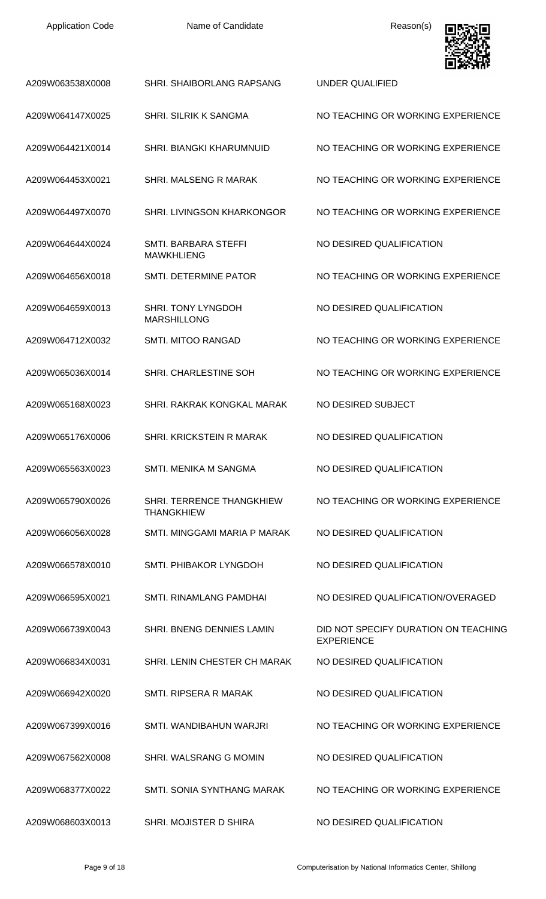| Application Code | Name of Candidate | Reason(s) |
| --- | --- | --- |
| A209W063538X0008 | SHRI. SHAIBORLANG RAPSANG | UNDER QUALIFIED |
| A209W064147X0025 | SHRI. SILRIK K SANGMA | NO TEACHING OR WORKING EXPERIENCE |
| A209W064421X0014 | SHRI. BIANGKI KHARUMNUID | NO TEACHING OR WORKING EXPERIENCE |
| A209W064453X0021 | SHRI. MALSENG R MARAK | NO TEACHING OR WORKING EXPERIENCE |
| A209W064497X0070 | SHRI. LIVINGSON KHARKONGOR | NO TEACHING OR WORKING EXPERIENCE |
| A209W064644X0024 | SMTI. BARBARA STEFFI MAWKHLIENG | NO DESIRED QUALIFICATION |
| A209W064656X0018 | SMTI. DETERMINE PATOR | NO TEACHING OR WORKING EXPERIENCE |
| A209W064659X0013 | SHRI. TONY LYNGDOH MARSHILLONG | NO DESIRED QUALIFICATION |
| A209W064712X0032 | SMTI. MITOO RANGAD | NO TEACHING OR WORKING EXPERIENCE |
| A209W065036X0014 | SHRI. CHARLESTINE SOH | NO TEACHING OR WORKING EXPERIENCE |
| A209W065168X0023 | SHRI. RAKRAK KONGKAL MARAK | NO DESIRED SUBJECT |
| A209W065176X0006 | SHRI. KRICKSTEIN R MARAK | NO DESIRED QUALIFICATION |
| A209W065563X0023 | SMTI. MENIKA M SANGMA | NO DESIRED QUALIFICATION |
| A209W065790X0026 | SHRI. TERRENCE THANGKHIEW THANGKHIEW | NO TEACHING OR WORKING EXPERIENCE |
| A209W066056X0028 | SMTI. MINGGAMI MARIA P MARAK | NO DESIRED QUALIFICATION |
| A209W066578X0010 | SMTI. PHIBAKOR LYNGDOH | NO DESIRED QUALIFICATION |
| A209W066595X0021 | SMTI. RINAMLANG PAMDHAI | NO DESIRED QUALIFICATION/OVERAGED |
| A209W066739X0043 | SHRI. BNENG DENNIES LAMIN | DID NOT SPECIFY DURATION ON TEACHING EXPERIENCE |
| A209W066834X0031 | SHRI. LENIN CHESTER CH MARAK | NO DESIRED QUALIFICATION |
| A209W066942X0020 | SMTI. RIPSERA R MARAK | NO DESIRED QUALIFICATION |
| A209W067399X0016 | SMTI. WANDIBAHUN WARJRI | NO TEACHING OR WORKING EXPERIENCE |
| A209W067562X0008 | SHRI. WALSRANG G MOMIN | NO DESIRED QUALIFICATION |
| A209W068377X0022 | SMTI. SONIA SYNTHANG MARAK | NO TEACHING OR WORKING EXPERIENCE |
| A209W068603X0013 | SHRI. MOJISTER D SHIRA | NO DESIRED QUALIFICATION |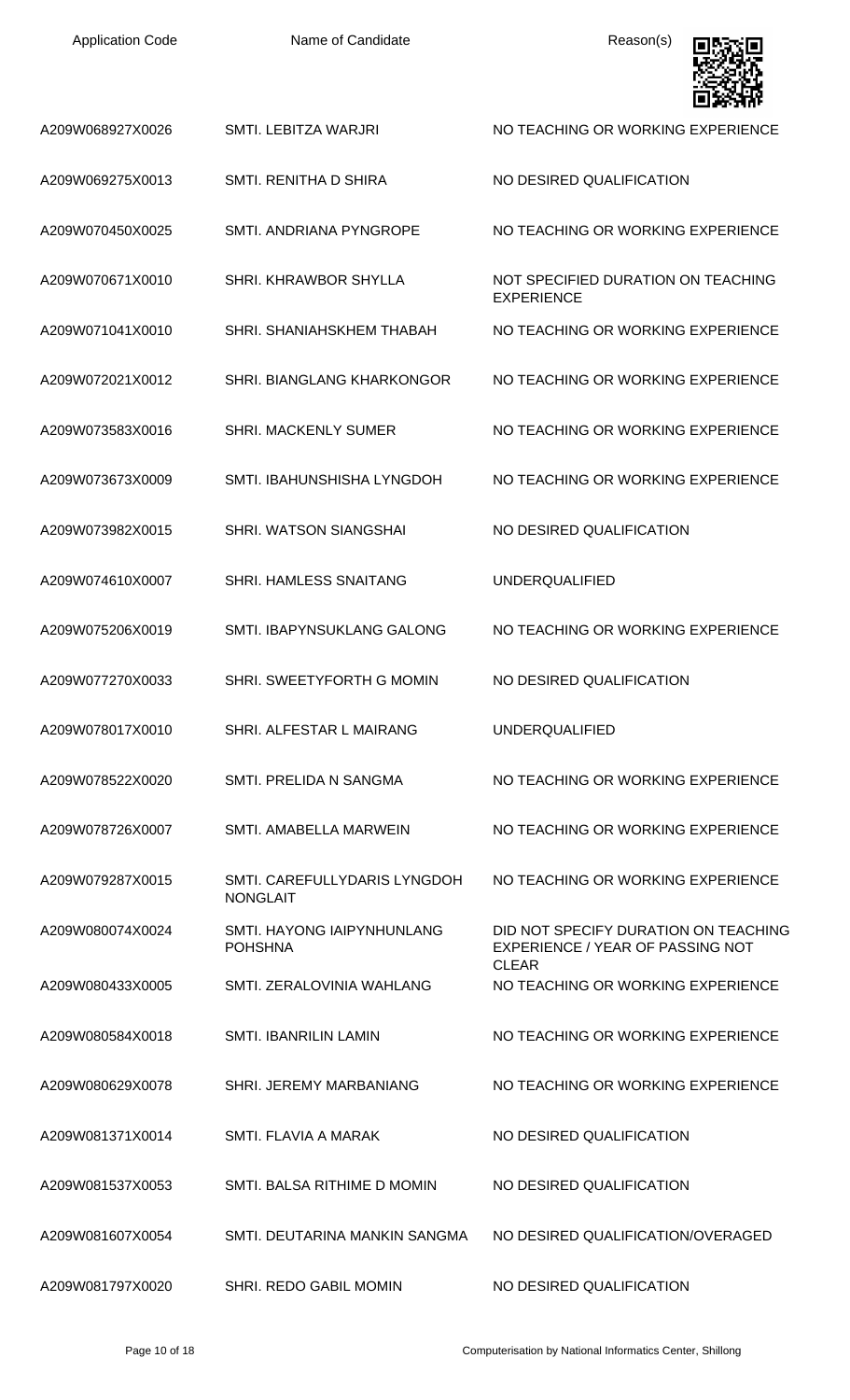| Application Code | Name of Candidate | Reason(s) |
|---|---|---|
| A209W068927X0026 | SMTI. LEBITZA WARJRI | NO TEACHING OR WORKING EXPERIENCE |
| A209W069275X0013 | SMTI. RENITHA D SHIRA | NO DESIRED QUALIFICATION |
| A209W070450X0025 | SMTI. ANDRIANA PYNGROPE | NO TEACHING OR WORKING EXPERIENCE |
| A209W070671X0010 | SHRI. KHRAWBOR SHYLLA | NOT SPECIFIED DURATION ON TEACHING EXPERIENCE |
| A209W071041X0010 | SHRI. SHANIAHSKHEM THABAH | NO TEACHING OR WORKING EXPERIENCE |
| A209W072021X0012 | SHRI. BIANGLANG KHARKONGOR | NO TEACHING OR WORKING EXPERIENCE |
| A209W073583X0016 | SHRI. MACKENLY SUMER | NO TEACHING OR WORKING EXPERIENCE |
| A209W073673X0009 | SMTI. IBAHUNSHISHA LYNGDOH | NO TEACHING OR WORKING EXPERIENCE |
| A209W073982X0015 | SHRI. WATSON SIANGSHAI | NO DESIRED QUALIFICATION |
| A209W074610X0007 | SHRI. HAMLESS SNAITANG | UNDERQUALIFIED |
| A209W075206X0019 | SMTI. IBAPYNSUKLANG GALONG | NO TEACHING OR WORKING EXPERIENCE |
| A209W077270X0033 | SHRI. SWEETYFORTH G MOMIN | NO DESIRED QUALIFICATION |
| A209W078017X0010 | SHRI. ALFESTAR L MAIRANG | UNDERQUALIFIED |
| A209W078522X0020 | SMTI. PRELIDA N SANGMA | NO TEACHING OR WORKING EXPERIENCE |
| A209W078726X0007 | SMTI. AMABELLA MARWEIN | NO TEACHING OR WORKING EXPERIENCE |
| A209W079287X0015 | SMTI. CAREFULLYDARIS LYNGDOH NONGLAIT | NO TEACHING OR WORKING EXPERIENCE |
| A209W080074X0024 | SMTI. HAYONG IAIPYNHUNLANG POHSHNA | DID NOT SPECIFY DURATION ON TEACHING EXPERIENCE / YEAR OF PASSING NOT CLEAR |
| A209W080433X0005 | SMTI. ZERALOVINIA WAHLANG | NO TEACHING OR WORKING EXPERIENCE |
| A209W080584X0018 | SMTI. IBANRILIN LAMIN | NO TEACHING OR WORKING EXPERIENCE |
| A209W080629X0078 | SHRI. JEREMY MARBANIANG | NO TEACHING OR WORKING EXPERIENCE |
| A209W081371X0014 | SMTI. FLAVIA A MARAK | NO DESIRED QUALIFICATION |
| A209W081537X0053 | SMTI. BALSA RITHIME D MOMIN | NO DESIRED QUALIFICATION |
| A209W081607X0054 | SMTI. DEUTARINA MANKIN SANGMA | NO DESIRED QUALIFICATION/OVERAGED |
| A209W081797X0020 | SHRI. REDO GABIL MOMIN | NO DESIRED QUALIFICATION |

Computerisation by National Informatics Center, Shillong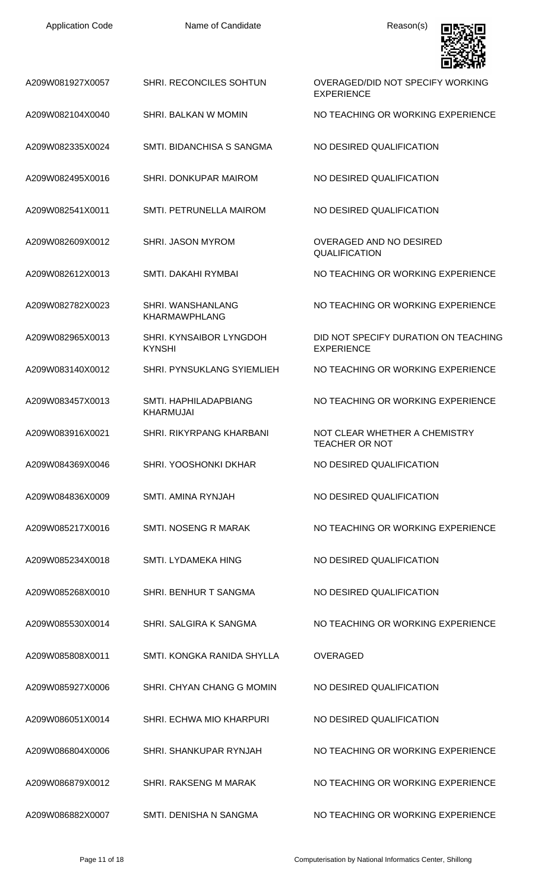| Application Code | Name of Candidate | Reason(s) |
|---|---|---|
| A209W081927X0057 | SHRI. RECONCILES SOHTUN | OVERAGED/DID NOT SPECIFY WORKING EXPERIENCE |
| A209W082104X0040 | SHRI. BALKAN W MOMIN | NO TEACHING OR WORKING EXPERIENCE |
| A209W082335X0024 | SMTI. BIDANCHISA S SANGMA | NO DESIRED QUALIFICATION |
| A209W082495X0016 | SHRI. DONKUPAR MAIROM | NO DESIRED QUALIFICATION |
| A209W082541X0011 | SMTI. PETRUNELLA MAIROM | NO DESIRED QUALIFICATION |
| A209W082609X0012 | SHRI. JASON MYROM | OVERAGED AND NO DESIRED QUALIFICATION |
| A209W082612X0013 | SMTI. DAKAHI RYMBAI | NO TEACHING OR WORKING EXPERIENCE |
| A209W082782X0023 | SHRI. WANSHANLANG KHARMAWPHLANG | NO TEACHING OR WORKING EXPERIENCE |
| A209W082965X0013 | SHRI. KYNSAIBOR LYNGDOH KYNSHI | DID NOT SPECIFY DURATION ON TEACHING EXPERIENCE |
| A209W083140X0012 | SHRI. PYNSUKLANG SYIEMLIEH | NO TEACHING OR WORKING EXPERIENCE |
| A209W083457X0013 | SMTI. HAPHILADAPBIANG KHARMUJAI | NO TEACHING OR WORKING EXPERIENCE |
| A209W083916X0021 | SHRI. RIKYRPANG KHARBANI | NOT CLEAR WHETHER A CHEMISTRY TEACHER OR NOT |
| A209W084369X0046 | SHRI. YOOSHONKI DKHAR | NO DESIRED QUALIFICATION |
| A209W084836X0009 | SMTI. AMINA RYNJAH | NO DESIRED QUALIFICATION |
| A209W085217X0016 | SMTI. NOSENG R MARAK | NO TEACHING OR WORKING EXPERIENCE |
| A209W085234X0018 | SMTI. LYDAMEKA HING | NO DESIRED QUALIFICATION |
| A209W085268X0010 | SHRI. BENHUR T SANGMA | NO DESIRED QUALIFICATION |
| A209W085530X0014 | SHRI. SALGIRA K SANGMA | NO TEACHING OR WORKING EXPERIENCE |
| A209W085808X0011 | SMTI. KONGKA RANIDA SHYLLA | OVERAGED |
| A209W085927X0006 | SHRI. CHYAN CHANG G MOMIN | NO DESIRED QUALIFICATION |
| A209W086051X0014 | SHRI. ECHWA MIO KHARPURI | NO DESIRED QUALIFICATION |
| A209W086804X0006 | SHRI. SHANKUPAR RYNJAH | NO TEACHING OR WORKING EXPERIENCE |
| A209W086879X0012 | SHRI. RAKSENG M MARAK | NO TEACHING OR WORKING EXPERIENCE |
| A209W086882X0007 | SMTI. DENISHA N SANGMA | NO TEACHING OR WORKING EXPERIENCE |

Computerisation by National Informatics Center, Shillong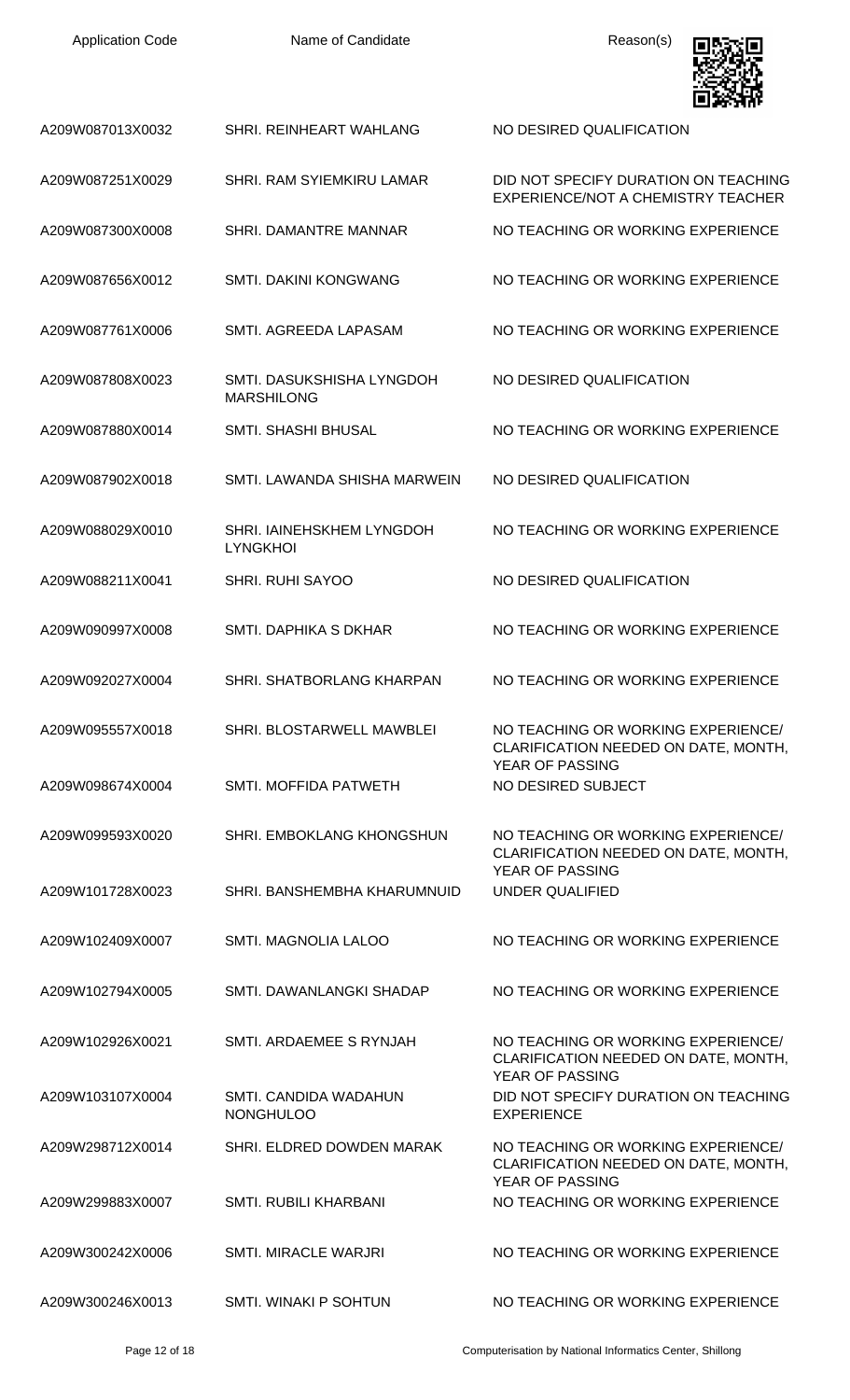| Application Code | Name of Candidate | Reason(s) |
| --- | --- | --- |
| A209W087013X0032 | SHRI. REINHEART WAHLANG | NO DESIRED QUALIFICATION |
| A209W087251X0029 | SHRI. RAM SYIEMKIRU LAMAR | DID NOT SPECIFY DURATION ON TEACHING EXPERIENCE/NOT A CHEMISTRY TEACHER |
| A209W087300X0008 | SHRI. DAMANTRE MANNAR | NO TEACHING OR WORKING EXPERIENCE |
| A209W087656X0012 | SMTI. DAKINI KONGWANG | NO TEACHING OR WORKING EXPERIENCE |
| A209W087761X0006 | SMTI. AGREEDA LAPASAM | NO TEACHING OR WORKING EXPERIENCE |
| A209W087808X0023 | SMTI. DASUKSHISHA LYNGDOH MARSHILONG | NO DESIRED QUALIFICATION |
| A209W087880X0014 | SMTI. SHASHI BHUSAL | NO TEACHING OR WORKING EXPERIENCE |
| A209W087902X0018 | SMTI. LAWANDA SHISHA MARWEIN | NO DESIRED QUALIFICATION |
| A209W088029X0010 | SHRI. IAINEHSKHEM LYNGDOH LYNGKHOI | NO TEACHING OR WORKING EXPERIENCE |
| A209W088211X0041 | SHRI. RUHI SAYOO | NO DESIRED QUALIFICATION |
| A209W090997X0008 | SMTI. DAPHIKA S DKHAR | NO TEACHING OR WORKING EXPERIENCE |
| A209W092027X0004 | SHRI. SHATBORLANG KHARPAN | NO TEACHING OR WORKING EXPERIENCE |
| A209W095557X0018 | SHRI. BLOSTARWELL MAWBLEI | NO TEACHING OR WORKING EXPERIENCE/ CLARIFICATION NEEDED ON DATE, MONTH, YEAR OF PASSING |
| A209W098674X0004 | SMTI. MOFFIDA PATWETH | NO DESIRED SUBJECT |
| A209W099593X0020 | SHRI. EMBOKLANG KHONGSHUN | NO TEACHING OR WORKING EXPERIENCE/ CLARIFICATION NEEDED ON DATE, MONTH, YEAR OF PASSING |
| A209W101728X0023 | SHRI. BANSHEMBHA KHARUMNUID | UNDER QUALIFIED |
| A209W102409X0007 | SMTI. MAGNOLIA LALOO | NO TEACHING OR WORKING EXPERIENCE |
| A209W102794X0005 | SMTI. DAWANLANGKI SHADAP | NO TEACHING OR WORKING EXPERIENCE |
| A209W102926X0021 | SMTI. ARDAEMEE S RYNJAH | NO TEACHING OR WORKING EXPERIENCE/ CLARIFICATION NEEDED ON DATE, MONTH, YEAR OF PASSING |
| A209W103107X0004 | SMTI. CANDIDA WADAHUN NONGHULOO | DID NOT SPECIFY DURATION ON TEACHING EXPERIENCE |
| A209W298712X0014 | SHRI. ELDRED DOWDEN MARAK | NO TEACHING OR WORKING EXPERIENCE/ CLARIFICATION NEEDED ON DATE, MONTH, YEAR OF PASSING |
| A209W299883X0007 | SMTI. RUBILI KHARBANI | NO TEACHING OR WORKING EXPERIENCE |
| A209W300242X0006 | SMTI. MIRACLE WARJRI | NO TEACHING OR WORKING EXPERIENCE |
| A209W300246X0013 | SMTI. WINAKI P SOHTUN | NO TEACHING OR WORKING EXPERIENCE |

Computerisation by National Informatics Center, Shillong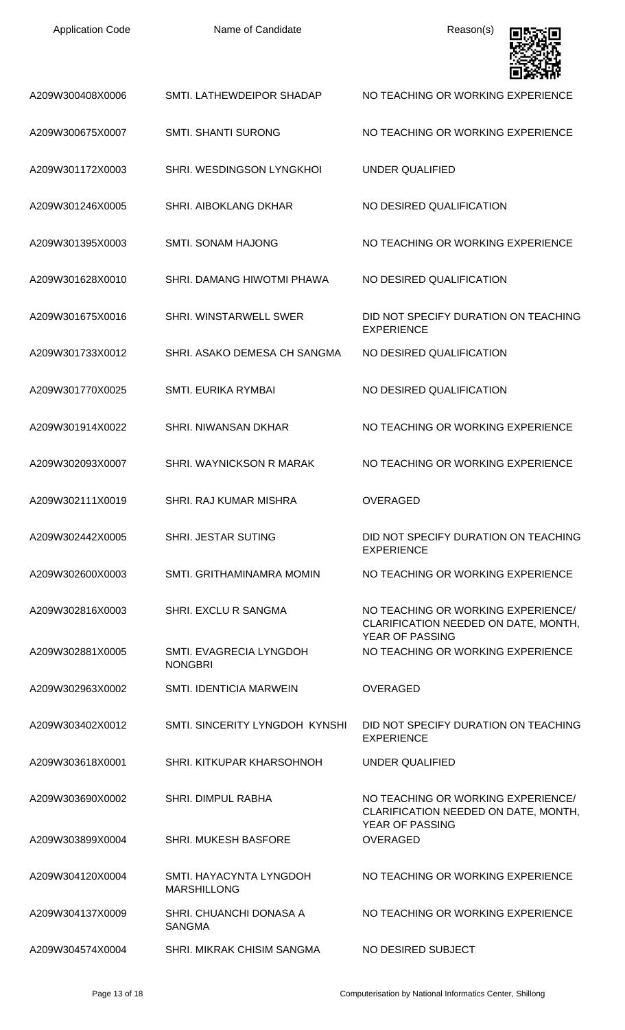| Application Code | Name of Candidate | Reason(s) |
|---|---|---|
| A209W300408X0006 | SMTI. LATHEWDEIPOR SHADAP | NO TEACHING OR WORKING EXPERIENCE |
| A209W300675X0007 | SMTI. SHANTI SURONG | NO TEACHING OR WORKING EXPERIENCE |
| A209W301172X0003 | SHRI. WESDINGSON LYNGKHOI | UNDER QUALIFIED |
| A209W301246X0005 | SHRI. AIBOKLANG DKHAR | NO DESIRED QUALIFICATION |
| A209W301395X0003 | SMTI. SONAM HAJONG | NO TEACHING OR WORKING EXPERIENCE |
| A209W301628X0010 | SHRI. DAMANG HIWOTMI PHAWA | NO DESIRED QUALIFICATION |
| A209W301675X0016 | SHRI. WINSTARWELL SWER | DID NOT SPECIFY DURATION ON TEACHING EXPERIENCE |
| A209W301733X0012 | SHRI. ASAKO DEMESA CH SANGMA | NO DESIRED QUALIFICATION |
| A209W301770X0025 | SMTI. EURIKA RYMBAI | NO DESIRED QUALIFICATION |
| A209W301914X0022 | SHRI. NIWANSAN DKHAR | NO TEACHING OR WORKING EXPERIENCE |
| A209W302093X0007 | SHRI. WAYNICKSON R MARAK | NO TEACHING OR WORKING EXPERIENCE |
| A209W302111X0019 | SHRI. RAJ KUMAR MISHRA | OVERAGED |
| A209W302442X0005 | SHRI. JESTAR SUTING | DID NOT SPECIFY DURATION ON TEACHING EXPERIENCE |
| A209W302600X0003 | SMTI. GRITHAMINAMRA MOMIN | NO TEACHING OR WORKING EXPERIENCE |
| A209W302816X0003 | SHRI. EXCLU R SANGMA | NO TEACHING OR WORKING EXPERIENCE/ CLARIFICATION NEEDED ON DATE, MONTH, YEAR OF PASSING |
| A209W302881X0005 | SMTI. EVAGRECIA LYNGDOH NONGBRI | NO TEACHING OR WORKING EXPERIENCE |
| A209W302963X0002 | SMTI. IDENTICIA MARWEIN | OVERAGED |
| A209W303402X0012 | SMTI. SINCERITY LYNGDOH KYNSHI | DID NOT SPECIFY DURATION ON TEACHING EXPERIENCE |
| A209W303618X0001 | SHRI. KITKUPAR KHARSOHNOH | UNDER QUALIFIED |
| A209W303690X0002 | SHRI. DIMPUL RABHA | NO TEACHING OR WORKING EXPERIENCE/ CLARIFICATION NEEDED ON DATE, MONTH, YEAR OF PASSING |
| A209W303899X0004 | SHRI. MUKESH BASFORE | OVERAGED |
| A209W304120X0004 | SMTI. HAYACYNTA LYNGDOH MARSHILLONG | NO TEACHING OR WORKING EXPERIENCE |
| A209W304137X0009 | SHRI. CHUANCHI DONASA A SANGMA | NO TEACHING OR WORKING EXPERIENCE |
| A209W304574X0004 | SHRI. MIKRAK CHISIM SANGMA | NO DESIRED SUBJECT |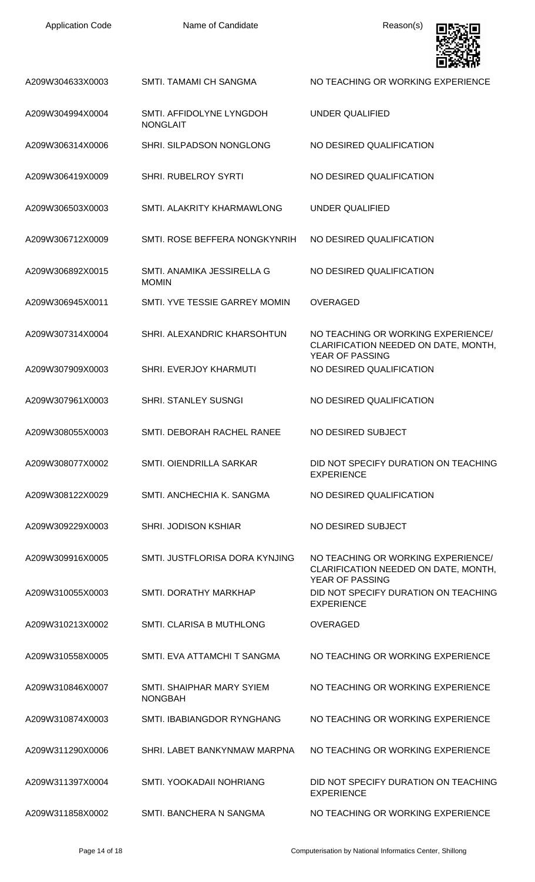| Application Code | Name of Candidate | Reason(s) |
|---|---|---|
| A209W304633X0003 | SMTI. TAMAMI CH SANGMA | NO TEACHING OR WORKING EXPERIENCE |
| A209W304994X0004 | SMTI. AFFIDOLYNE LYNGDOH NONGLAIT | UNDER QUALIFIED |
| A209W306314X0006 | SHRI. SILPADSON NONGLONG | NO DESIRED QUALIFICATION |
| A209W306419X0009 | SHRI. RUBELROY SYRTI | NO DESIRED QUALIFICATION |
| A209W306503X0003 | SMTI. ALAKRITY KHARMAWLONG | UNDER QUALIFIED |
| A209W306712X0009 | SMTI. ROSE BEFFERA NONGKYNRIH | NO DESIRED QUALIFICATION |
| A209W306892X0015 | SMTI. ANAMIKA JESSIRELLA G MOMIN | NO DESIRED QUALIFICATION |
| A209W306945X0011 | SMTI. YVE TESSIE GARREY MOMIN | OVERAGED |
| A209W307314X0004 | SHRI. ALEXANDRIC KHARSOHTUN | NO TEACHING OR WORKING EXPERIENCE/ CLARIFICATION NEEDED ON DATE, MONTH, YEAR OF PASSING |
| A209W307909X0003 | SHRI. EVERJOY KHARMUTI | NO DESIRED QUALIFICATION |
| A209W307961X0003 | SHRI. STANLEY SUSNGI | NO DESIRED QUALIFICATION |
| A209W308055X0003 | SMTI. DEBORAH RACHEL RANEE | NO DESIRED SUBJECT |
| A209W308077X0002 | SMTI. OIENDRILLA SARKAR | DID NOT SPECIFY DURATION ON TEACHING EXPERIENCE |
| A209W308122X0029 | SMTI. ANCHECHIA K. SANGMA | NO DESIRED QUALIFICATION |
| A209W309229X0003 | SHRI. JODISON KSHIAR | NO DESIRED SUBJECT |
| A209W309916X0005 | SMTI. JUSTFLORISA DORA KYNJING | NO TEACHING OR WORKING EXPERIENCE/ CLARIFICATION NEEDED ON DATE, MONTH, YEAR OF PASSING |
| A209W310055X0003 | SMTI. DORATHY MARKHAP | DID NOT SPECIFY DURATION ON TEACHING EXPERIENCE |
| A209W310213X0002 | SMTI. CLARISA B MUTHLONG | OVERAGED |
| A209W310558X0005 | SMTI. EVA ATTAMCHI T SANGMA | NO TEACHING OR WORKING EXPERIENCE |
| A209W310846X0007 | SMTI. SHAIPHAR MARY SYIEM NONGBAH | NO TEACHING OR WORKING EXPERIENCE |
| A209W310874X0003 | SMTI. IBABIANGDOR RYNGHANG | NO TEACHING OR WORKING EXPERIENCE |
| A209W311290X0006 | SHRI. LABET BANKYNMAW MARPNA | NO TEACHING OR WORKING EXPERIENCE |
| A209W311397X0004 | SMTI. YOOKADAII NOHRIANG | DID NOT SPECIFY DURATION ON TEACHING EXPERIENCE |
| A209W311858X0002 | SMTI. BANCHERA N SANGMA | NO TEACHING OR WORKING EXPERIENCE |

Computerisation by National Informatics Center, Shillong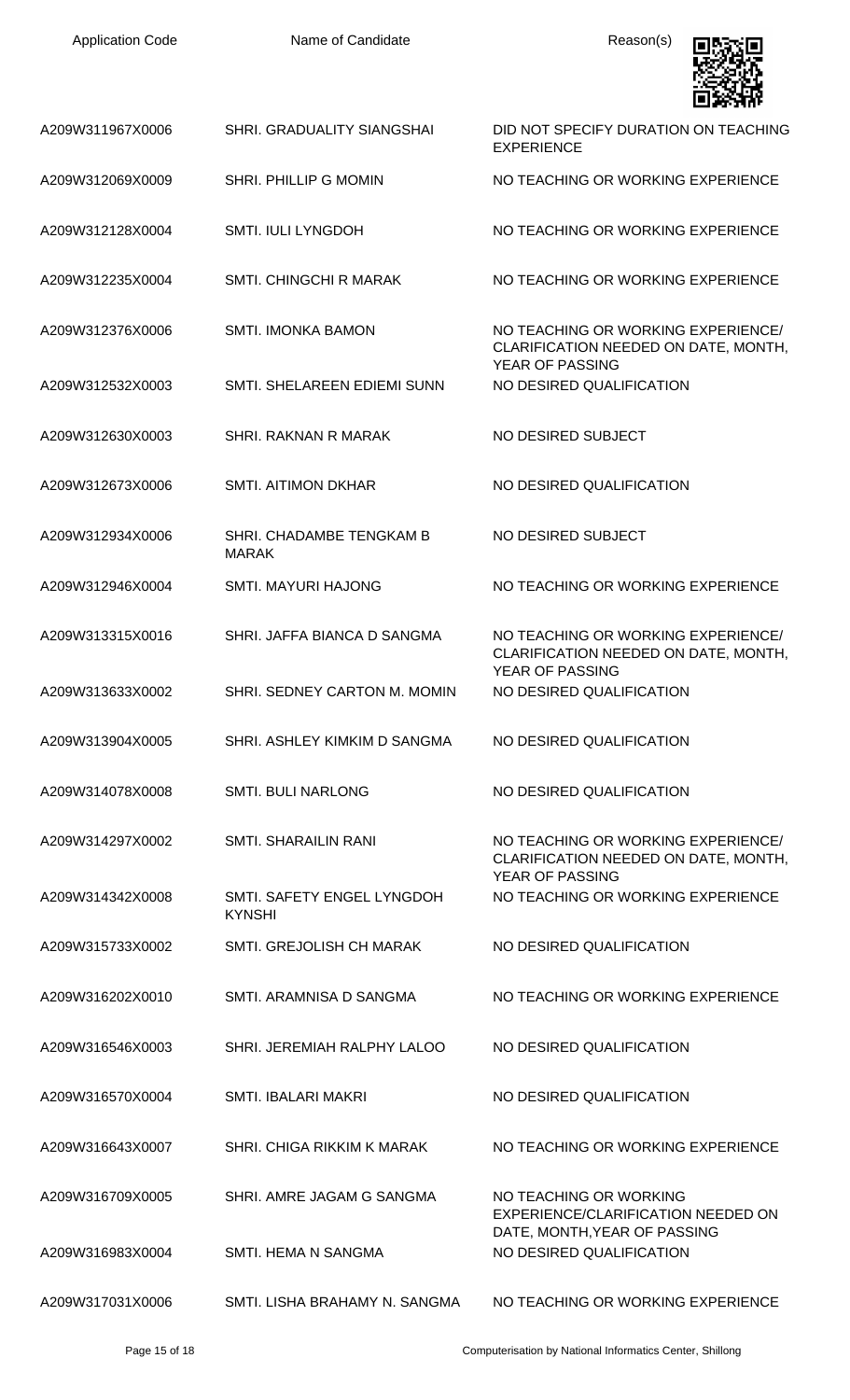| Application Code | Name of Candidate | Reason(s) |
| --- | --- | --- |
| A209W311967X0006 | SHRI. GRADUALITY SIANGSHAI | DID NOT SPECIFY DURATION ON TEACHING EXPERIENCE |
| A209W312069X0009 | SHRI. PHILLIP G MOMIN | NO TEACHING OR WORKING EXPERIENCE |
| A209W312128X0004 | SMTI. IULI LYNGDOH | NO TEACHING OR WORKING EXPERIENCE |
| A209W312235X0004 | SMTI. CHINGCHI R MARAK | NO TEACHING OR WORKING EXPERIENCE |
| A209W312376X0006 | SMTI. IMONKA BAMON | NO TEACHING OR WORKING EXPERIENCE/ CLARIFICATION NEEDED ON DATE, MONTH, YEAR OF PASSING |
| A209W312532X0003 | SMTI. SHELAREEN EDIEMI SUNN | NO DESIRED QUALIFICATION |
| A209W312630X0003 | SHRI. RAKNAN R MARAK | NO DESIRED SUBJECT |
| A209W312673X0006 | SMTI. AITIMON DKHAR | NO DESIRED QUALIFICATION |
| A209W312934X0006 | SHRI. CHADAMBE TENGKAM B MARAK | NO DESIRED SUBJECT |
| A209W312946X0004 | SMTI. MAYURI HAJONG | NO TEACHING OR WORKING EXPERIENCE |
| A209W313315X0016 | SHRI. JAFFA BIANCA D SANGMA | NO TEACHING OR WORKING EXPERIENCE/ CLARIFICATION NEEDED ON DATE, MONTH, YEAR OF PASSING |
| A209W313633X0002 | SHRI. SEDNEY CARTON M. MOMIN | NO DESIRED QUALIFICATION |
| A209W313904X0005 | SHRI. ASHLEY KIMKIM D SANGMA | NO DESIRED QUALIFICATION |
| A209W314078X0008 | SMTI. BULI NARLONG | NO DESIRED QUALIFICATION |
| A209W314297X0002 | SMTI. SHARAILIN RANI | NO TEACHING OR WORKING EXPERIENCE/ CLARIFICATION NEEDED ON DATE, MONTH, YEAR OF PASSING |
| A209W314342X0008 | SMTI. SAFETY ENGEL LYNGDOH KYNSHI | NO TEACHING OR WORKING EXPERIENCE |
| A209W315733X0002 | SMTI. GREJOLISH CH MARAK | NO DESIRED QUALIFICATION |
| A209W316202X0010 | SMTI. ARAMNISA D SANGMA | NO TEACHING OR WORKING EXPERIENCE |
| A209W316546X0003 | SHRI. JEREMIAH RALPHY LALOO | NO DESIRED QUALIFICATION |
| A209W316570X0004 | SMTI. IBALARI MAKRI | NO DESIRED QUALIFICATION |
| A209W316643X0007 | SHRI. CHIGA RIKKIM K MARAK | NO TEACHING OR WORKING EXPERIENCE |
| A209W316709X0005 | SHRI. AMRE JAGAM G SANGMA | NO TEACHING OR WORKING EXPERIENCE/CLARIFICATION NEEDED ON DATE, MONTH,YEAR OF PASSING |
| A209W316983X0004 | SMTI. HEMA N SANGMA | NO DESIRED QUALIFICATION |
| A209W317031X0006 | SMTI. LISHA BRAHAMY N. SANGMA | NO TEACHING OR WORKING EXPERIENCE |

Computerisation by National Informatics Center, Shillong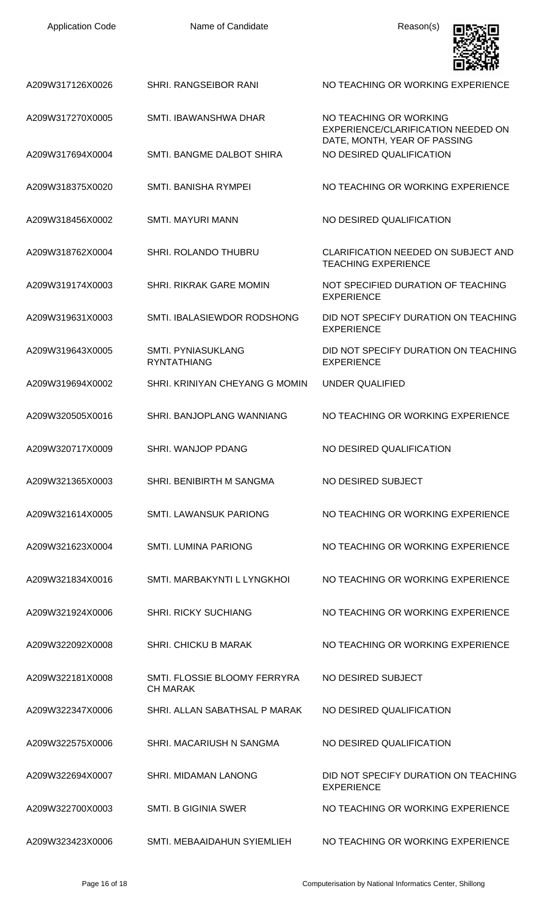| Application Code | Name of Candidate | Reason(s) |
| --- | --- | --- |
| A209W317126X0026 | SHRI. RANGSEIBOR RANI | NO TEACHING OR WORKING EXPERIENCE |
| A209W317270X0005 | SMTI. IBAWANSHWA DHAR | NO TEACHING OR WORKING EXPERIENCE/CLARIFICATION NEEDED ON DATE, MONTH, YEAR OF PASSING |
| A209W317694X0004 | SMTI. BANGME DALBOT SHIRA | NO DESIRED QUALIFICATION |
| A209W318375X0020 | SMTI. BANISHA RYMPEI | NO TEACHING OR WORKING EXPERIENCE |
| A209W318456X0002 | SMTI. MAYURI MANN | NO DESIRED QUALIFICATION |
| A209W318762X0004 | SHRI. ROLANDO THUBRU | CLARIFICATION NEEDED ON SUBJECT AND TEACHING EXPERIENCE |
| A209W319174X0003 | SHRI. RIKRAK GARE MOMIN | NOT SPECIFIED DURATION OF TEACHING EXPERIENCE |
| A209W319631X0003 | SMTI. IBALASIEWDOR RODSHONG | DID NOT SPECIFY DURATION ON TEACHING EXPERIENCE |
| A209W319643X0005 | SMTI. PYNIASUKLANG RYNTATHIANG | DID NOT SPECIFY DURATION ON TEACHING EXPERIENCE |
| A209W319694X0002 | SHRI. KRINIYAN CHEYANG G MOMIN | UNDER QUALIFIED |
| A209W320505X0016 | SHRI. BANJOPLANG WANNIANG | NO TEACHING OR WORKING EXPERIENCE |
| A209W320717X0009 | SHRI. WANJOP PDANG | NO DESIRED QUALIFICATION |
| A209W321365X0003 | SHRI. BENIBIRTH M SANGMA | NO DESIRED SUBJECT |
| A209W321614X0005 | SMTI. LAWANSUK PARIONG | NO TEACHING OR WORKING EXPERIENCE |
| A209W321623X0004 | SMTI. LUMINA PARIONG | NO TEACHING OR WORKING EXPERIENCE |
| A209W321834X0016 | SMTI. MARBAKYNTI L LYNGKHOI | NO TEACHING OR WORKING EXPERIENCE |
| A209W321924X0006 | SHRI. RICKY SUCHIANG | NO TEACHING OR WORKING EXPERIENCE |
| A209W322092X0008 | SHRI. CHICKU B MARAK | NO TEACHING OR WORKING EXPERIENCE |
| A209W322181X0008 | SMTI. FLOSSIE BLOOMY FERRYRA CH MARAK | NO DESIRED SUBJECT |
| A209W322347X0006 | SHRI. ALLAN SABATHSAL P MARAK | NO DESIRED QUALIFICATION |
| A209W322575X0006 | SHRI. MACARIUSH N SANGMA | NO DESIRED QUALIFICATION |
| A209W322694X0007 | SHRI. MIDAMAN LANONG | DID NOT SPECIFY DURATION ON TEACHING EXPERIENCE |
| A209W322700X0003 | SMTI. B GIGINIA SWER | NO TEACHING OR WORKING EXPERIENCE |
| A209W323423X0006 | SMTI. MEBAAIDAHUN SYIEMLIEH | NO TEACHING OR WORKING EXPERIENCE |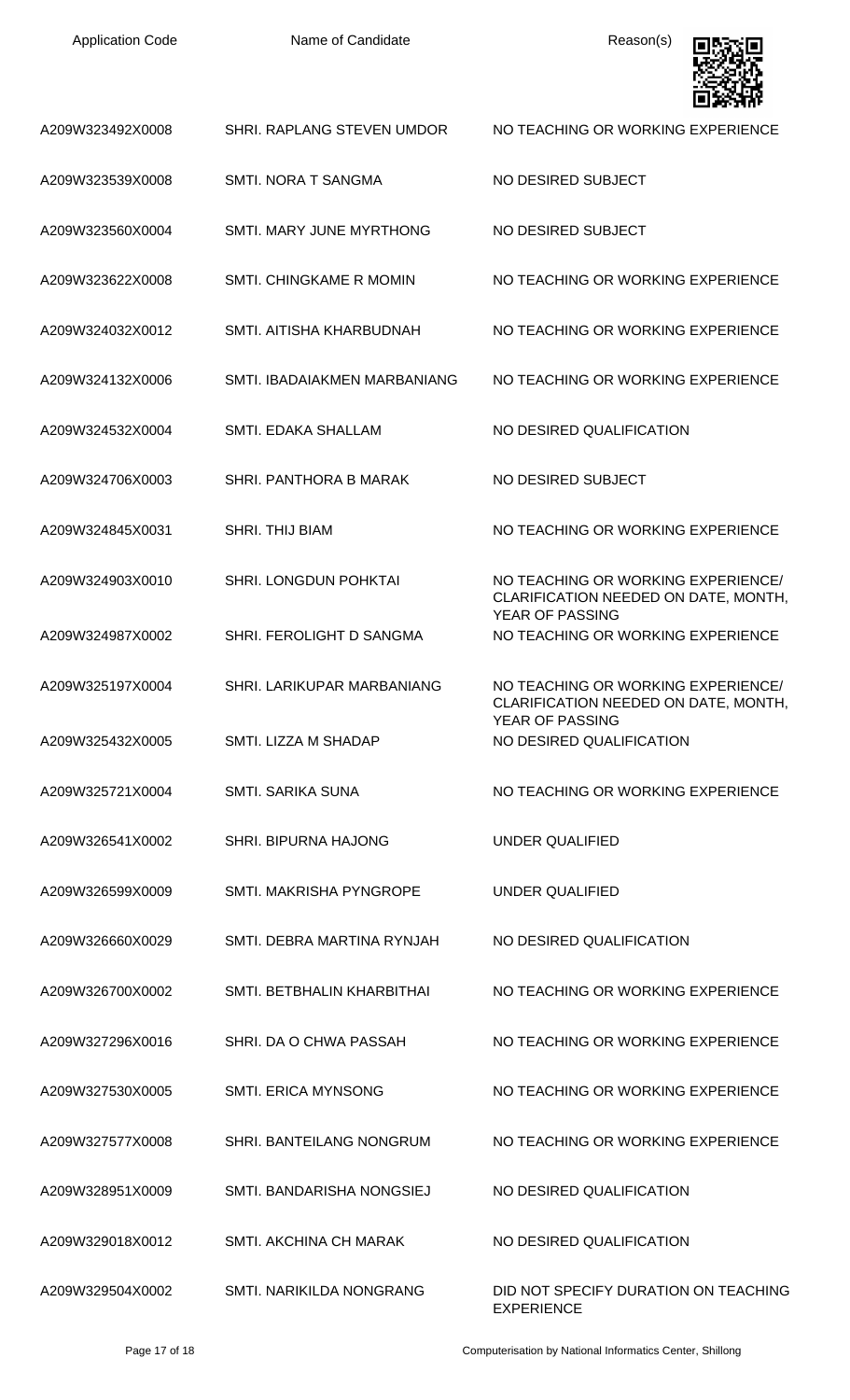| Application Code | Name of Candidate | Reason(s) |
|---|---|---|
| A209W323492X0008 | SHRI. RAPLANG STEVEN UMDOR | NO TEACHING OR WORKING EXPERIENCE |
| A209W323539X0008 | SMTI. NORA T SANGMA | NO DESIRED SUBJECT |
| A209W323560X0004 | SMTI. MARY JUNE MYRTHONG | NO DESIRED SUBJECT |
| A209W323622X0008 | SMTI. CHINGKAME R MOMIN | NO TEACHING OR WORKING EXPERIENCE |
| A209W324032X0012 | SMTI. AITISHA KHARBUDNAH | NO TEACHING OR WORKING EXPERIENCE |
| A209W324132X0006 | SMTI. IBADAIAKMEN MARBANIANG | NO TEACHING OR WORKING EXPERIENCE |
| A209W324532X0004 | SMTI. EDAKA SHALLAM | NO DESIRED QUALIFICATION |
| A209W324706X0003 | SHRI. PANTHORA B MARAK | NO DESIRED SUBJECT |
| A209W324845X0031 | SHRI. THIJ BIAM | NO TEACHING OR WORKING EXPERIENCE |
| A209W324903X0010 | SHRI. LONGDUN POHKTAI | NO TEACHING OR WORKING EXPERIENCE/ CLARIFICATION NEEDED ON DATE, MONTH, YEAR OF PASSING |
| A209W324987X0002 | SHRI. FEROLIGHT D SANGMA | NO TEACHING OR WORKING EXPERIENCE |
| A209W325197X0004 | SHRI. LARIKUPAR MARBANIANG | NO TEACHING OR WORKING EXPERIENCE/ CLARIFICATION NEEDED ON DATE, MONTH, YEAR OF PASSING |
| A209W325432X0005 | SMTI. LIZZA M SHADAP | NO DESIRED QUALIFICATION |
| A209W325721X0004 | SMTI. SARIKA SUNA | NO TEACHING OR WORKING EXPERIENCE |
| A209W326541X0002 | SHRI. BIPURNA HAJONG | UNDER QUALIFIED |
| A209W326599X0009 | SMTI. MAKRISHA PYNGROPE | UNDER QUALIFIED |
| A209W326660X0029 | SMTI. DEBRA MARTINA RYNJAH | NO DESIRED QUALIFICATION |
| A209W326700X0002 | SMTI. BETBHALIN KHARBITHAI | NO TEACHING OR WORKING EXPERIENCE |
| A209W327296X0016 | SHRI. DA O CHWA PASSAH | NO TEACHING OR WORKING EXPERIENCE |
| A209W327530X0005 | SMTI. ERICA MYNSONG | NO TEACHING OR WORKING EXPERIENCE |
| A209W327577X0008 | SHRI. BANTEILANG NONGRUM | NO TEACHING OR WORKING EXPERIENCE |
| A209W328951X0009 | SMTI. BANDARISHA NONGSIEJ | NO DESIRED QUALIFICATION |
| A209W329018X0012 | SMTI. AKCHINA CH MARAK | NO DESIRED QUALIFICATION |
| A209W329504X0002 | SMTI. NARIKILDA NONGRANG | DID NOT SPECIFY DURATION ON TEACHING EXPERIENCE |

Computerisation by National Informatics Center, Shillong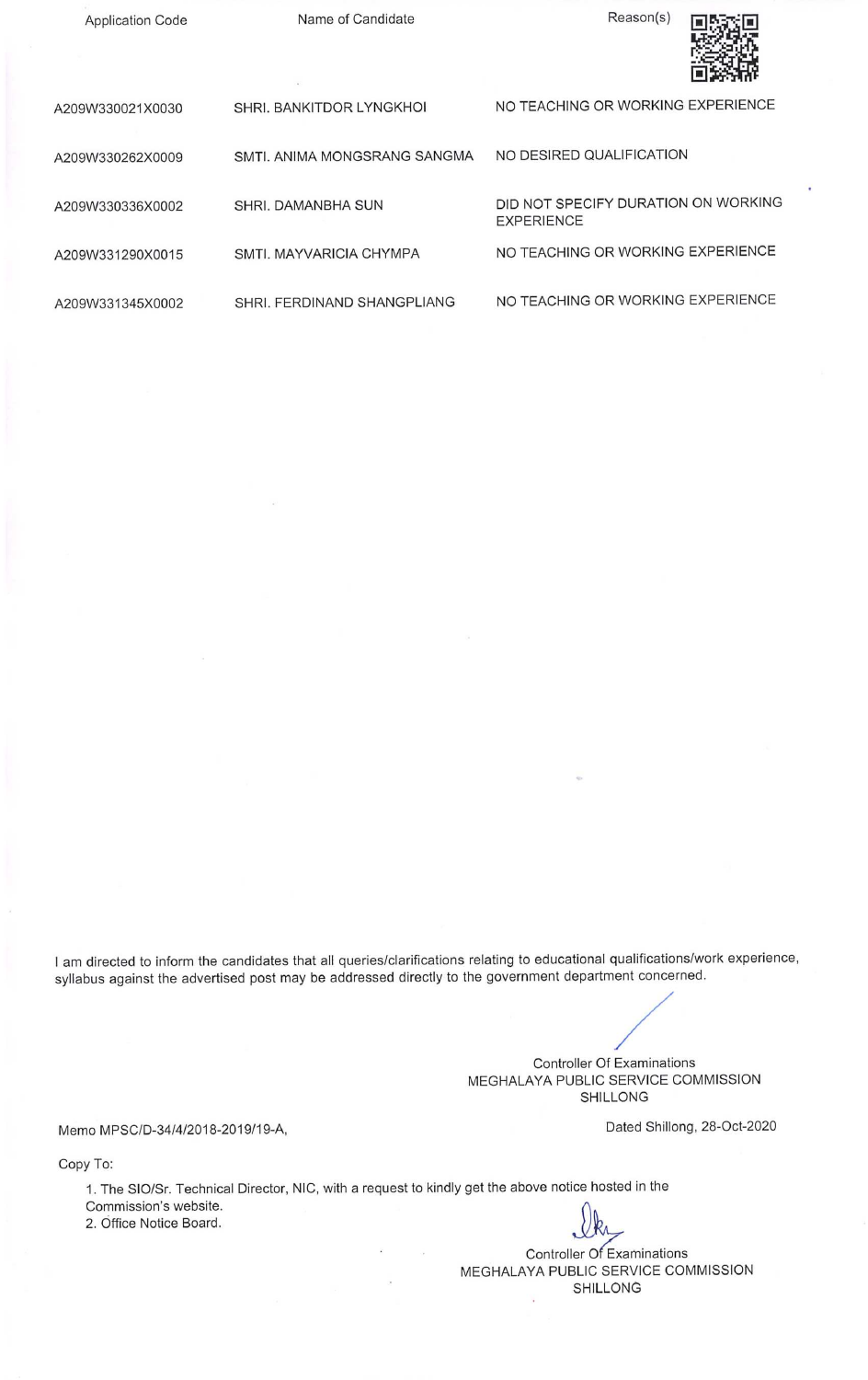| Application Code | Name of Candidate | Reason(s) |
|---|---|---|
| A209W330021X0030 | SHRI. BANKITDOR LYNGKHOI | NO TEACHING OR WORKING EXPERIENCE |
| A209W330262X0009 | SMTI. ANIMA MONGSRANG SANGMA | NO DESIRED QUALIFICATION |
| A209W330336X0002 | SHRI. DAMANBHA SUN | DID NOT SPECIFY DURATION ON WORKING EXPERIENCE |
| A209W331290X0015 | SMTI. MAYVARICIA CHYMPA | NO TEACHING OR WORKING EXPERIENCE |
| A209W331345X0002 | SHRI. FERDINAND SHANGPLIANG | NO TEACHING OR WORKING EXPERIENCE |

I am directed to inform the candidates that all queries/clarifications relating to educational qualifications/work experience, syllabus against the advertised post may be addressed directly to the government department concerned.

Controller Of Examinations
MEGHALAYA PUBLIC SERVICE COMMISSION
SHILLONG

Memo MPSC/D-34/4/2018-2019/19-A,

Dated Shillong, 28-Oct-2020

Copy To:

1. The SIO/Sr. Technical Director, NIC, with a request to kindly get the above notice hosted in the Commission's website.
2. Office Notice Board.

Controller Of Examinations
MEGHALAYA PUBLIC SERVICE COMMISSION
SHILLONG